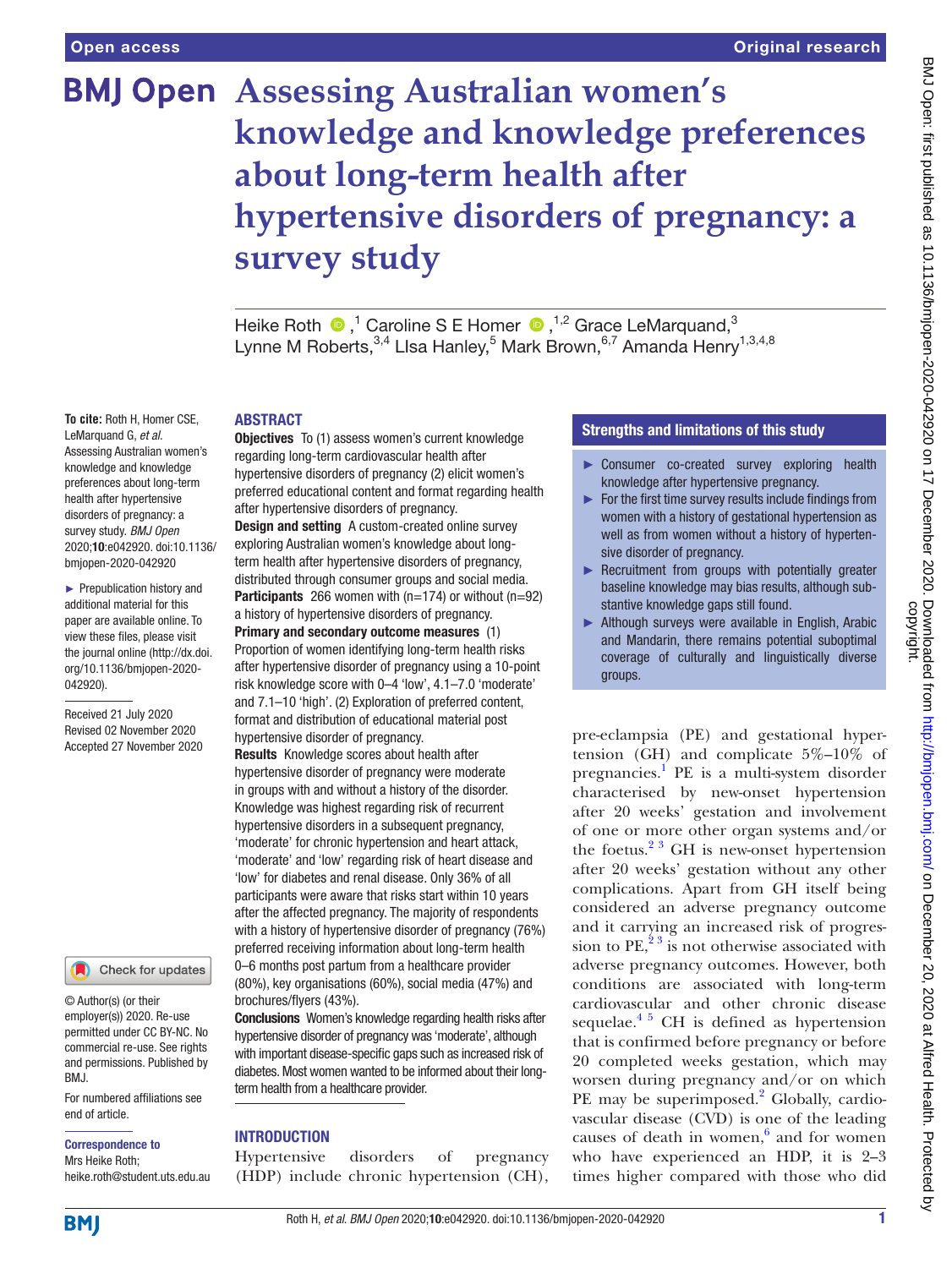Open access

Original research

# Assessing Australian women's knowledge and knowledge preferences about long-term health after hypertensive disorders of pregnancy: a survey study

Heike Roth,[1] Caroline S E Homer,[1,2] Grace LeMarquand,[3] Lynne M Roberts,[3,4] LIsa Hanley,[5] Mark Brown,[6,7] Amanda Henry[1,3,4,8]

**To cite:** Roth H, Homer CSE, LeMarquand G, *et al*. Assessing Australian women's knowledge and knowledge preferences about long-term health after hypertensive disorders of pregnancy: a survey study. *BMJ Open* 2020;**10**:e042920. doi:10.1136/bmjopen-2020-042920

► Prepublication history and additional material for this paper are available online. To view these files, please visit the journal online (http://dx.doi.org/10.1136/bmjopen-2020-042920).

Received 21 July 2020
Revised 02 November 2020
Accepted 27 November 2020

© Author(s) (or their employer(s)) 2020. Re-use permitted under CC BY-NC. No commercial re-use. See rights and permissions. Published by BMJ.

For numbered affiliations see end of article.

**Correspondence to**
Mrs Heike Roth;
heike.roth@student.uts.edu.au

## ABSTRACT

**Objectives** To (1) assess women's current knowledge regarding long-term cardiovascular health after hypertensive disorders of pregnancy (2) elicit women's preferred educational content and format regarding health after hypertensive disorders of pregnancy.

**Design and setting** A custom-created online survey exploring Australian women's knowledge about long-term health after hypertensive disorders of pregnancy, distributed through consumer groups and social media.

**Participants** 266 women with (n=174) or without (n=92) a history of hypertensive disorders of pregnancy.

**Primary and secondary outcome measures** (1) Proportion of women identifying long-term health risks after hypertensive disorder of pregnancy using a 10-point risk knowledge score with 0–4 'low', 4.1–7.0 'moderate' and 7.1–10 'high'. (2) Exploration of preferred content, format and distribution of educational material post hypertensive disorder of pregnancy.

**Results** Knowledge scores about health after hypertensive disorder of pregnancy were moderate in groups with and without a history of the disorder. Knowledge was highest regarding risk of recurrent hypertensive disorders in a subsequent pregnancy, 'moderate' for chronic hypertension and heart attack, 'moderate' and 'low' regarding risk of heart disease and 'low' for diabetes and renal disease. Only 36% of all participants were aware that risks start within 10 years after the affected pregnancy. The majority of respondents with a history of hypertensive disorder of pregnancy (76%) preferred receiving information about long-term health 0–6 months post partum from a healthcare provider (80%), key organisations (60%), social media (47%) and brochures/flyers (43%).

**Conclusions** Women's knowledge regarding health risks after hypertensive disorder of pregnancy was 'moderate', although with important disease-specific gaps such as increased risk of diabetes. Most women wanted to be informed about their long-term health from a healthcare provider.

### Strengths and limitations of this study

- ► Consumer co-created survey exploring health knowledge after hypertensive pregnancy.
- ► For the first time survey results include findings from women with a history of gestational hypertension as well as from women without a history of hypertensive disorder of pregnancy.
- ► Recruitment from groups with potentially greater baseline knowledge may bias results, although substantive knowledge gaps still found.
- ► Although surveys were available in English, Arabic and Mandarin, there remains potential suboptimal coverage of culturally and linguistically diverse groups.

## INTRODUCTION

Hypertensive disorders of pregnancy (HDP) include chronic hypertension (CH), pre-eclampsia (PE) and gestational hypertension (GH) and complicate 5%–10% of pregnancies.[1] PE is a multi-system disorder characterised by new-onset hypertension after 20 weeks' gestation and involvement of one or more other organ systems and/or the foetus.[2 3] GH is new-onset hypertension after 20 weeks' gestation without any other complications. Apart from GH itself being considered an adverse pregnancy outcome and it carrying an increased risk of progression to PE,[2 3] is not otherwise associated with adverse pregnancy outcomes. However, both conditions are associated with long-term cardiovascular and other chronic disease sequelae.[4 5] CH is defined as hypertension that is confirmed before pregnancy or before 20 completed weeks gestation, which may worsen during pregnancy and/or on which PE may be superimposed.[2] Globally, cardiovascular disease (CVD) is one of the leading causes of death in women,[6] and for women who have experienced an HDP, it is 2–3 times higher compared with those who did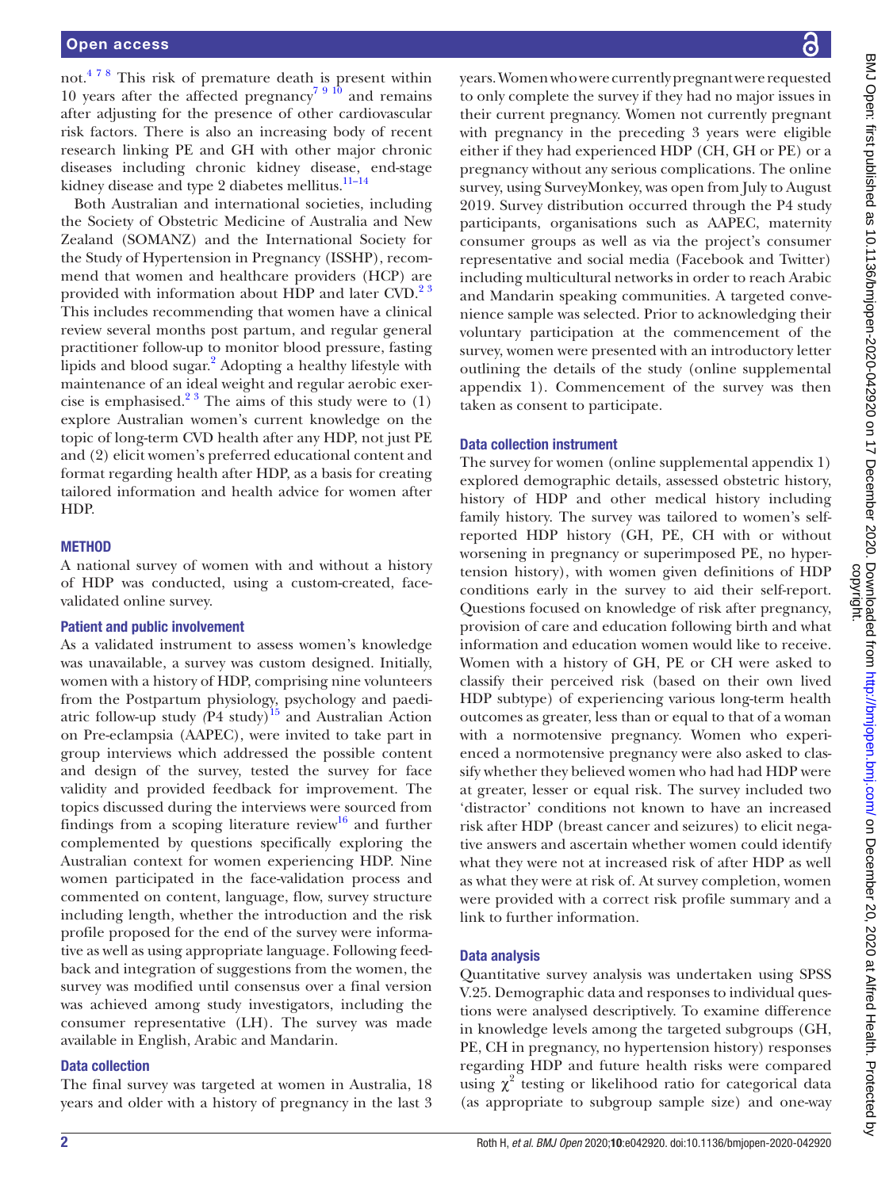not.[4 7 8] This risk of premature death is present within 10 years after the affected pregnancy[7 9 10] and remains after adjusting for the presence of other cardiovascular risk factors. There is also an increasing body of recent research linking PE and GH with other major chronic diseases including chronic kidney disease, end-stage kidney disease and type 2 diabetes mellitus.[11–14]

Both Australian and international societies, including the Society of Obstetric Medicine of Australia and New Zealand (SOMANZ) and the International Society for the Study of Hypertension in Pregnancy (ISSHP), recommend that women and healthcare providers (HCP) are provided with information about HDP and later CVD.[2 3] This includes recommending that women have a clinical review several months post partum, and regular general practitioner follow-up to monitor blood pressure, fasting lipids and blood sugar.[2] Adopting a healthy lifestyle with maintenance of an ideal weight and regular aerobic exercise is emphasised.[2 3] The aims of this study were to (1) explore Australian women's current knowledge on the topic of long-term CVD health after any HDP, not just PE and (2) elicit women's preferred educational content and format regarding health after HDP, as a basis for creating tailored information and health advice for women after HDP.

## METHOD

A national survey of women with and without a history of HDP was conducted, using a custom-created, face-validated online survey.

### Patient and public involvement

As a validated instrument to assess women's knowledge was unavailable, a survey was custom designed. Initially, women with a history of HDP, comprising nine volunteers from the Postpartum physiology, psychology and paediatric follow-up study *(*P4 study)[15] and Australian Action on Pre-eclampsia (AAPEC), were invited to take part in group interviews which addressed the possible content and design of the survey, tested the survey for face validity and provided feedback for improvement. The topics discussed during the interviews were sourced from findings from a scoping literature review[16] and further complemented by questions specifically exploring the Australian context for women experiencing HDP. Nine women participated in the face-validation process and commented on content, language, flow, survey structure including length, whether the introduction and the risk profile proposed for the end of the survey were informative as well as using appropriate language. Following feedback and integration of suggestions from the women, the survey was modified until consensus over a final version was achieved among study investigators, including the consumer representative (LH). The survey was made available in English, Arabic and Mandarin.

### Data collection

The final survey was targeted at women in Australia, 18 years and older with a history of pregnancy in the last 3 years. Women who were currently pregnant were requested to only complete the survey if they had no major issues in their current pregnancy. Women not currently pregnant with pregnancy in the preceding 3 years were eligible either if they had experienced HDP (CH, GH or PE) or a pregnancy without any serious complications. The online survey, using SurveyMonkey, was open from July to August 2019. Survey distribution occurred through the P4 study participants, organisations such as AAPEC, maternity consumer groups as well as via the project's consumer representative and social media (Facebook and Twitter) including multicultural networks in order to reach Arabic and Mandarin speaking communities. A targeted convenience sample was selected. Prior to acknowledging their voluntary participation at the commencement of the survey, women were presented with an introductory letter outlining the details of the study (online supplemental appendix 1). Commencement of the survey was then taken as consent to participate.

### Data collection instrument

The survey for women (online supplemental appendix 1) explored demographic details, assessed obstetric history, history of HDP and other medical history including family history. The survey was tailored to women's self-reported HDP history (GH, PE, CH with or without worsening in pregnancy or superimposed PE, no hypertension history), with women given definitions of HDP conditions early in the survey to aid their self-report. Questions focused on knowledge of risk after pregnancy, provision of care and education following birth and what information and education women would like to receive. Women with a history of GH, PE or CH were asked to classify their perceived risk (based on their own lived HDP subtype) of experiencing various long-term health outcomes as greater, less than or equal to that of a woman with a normotensive pregnancy. Women who experienced a normotensive pregnancy were also asked to classify whether they believed women who had had HDP were at greater, lesser or equal risk. The survey included two 'distractor' conditions not known to have an increased risk after HDP (breast cancer and seizures) to elicit negative answers and ascertain whether women could identify what they were not at increased risk of after HDP as well as what they were at risk of. At survey completion, women were provided with a correct risk profile summary and a link to further information.

### Data analysis

Quantitative survey analysis was undertaken using SPSS V.25. Demographic data and responses to individual questions were analysed descriptively. To examine difference in knowledge levels among the targeted subgroups (GH, PE, CH in pregnancy, no hypertension history) responses regarding HDP and future health risks were compared using $\chi^2$ testing or likelihood ratio for categorical data (as appropriate to subgroup sample size) and one-way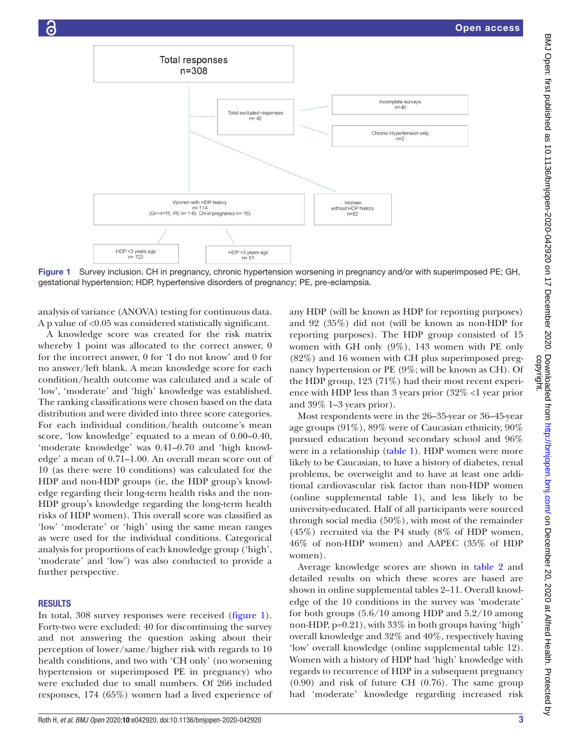Total responses
n=308

Total excluded responses
n= 42

Incomplete surveys
n=40

Chronic Hypertension only
n=2

Women with HDP history
n= 174
(GH n=15, PE n= 143, CH in pregnancy n= 16)

Women
without HDP history
n=92

HDP <3 years ago
n= 123

HDP >3 years ago
n= 51

**Figure 1** Survey inclusion. CH in pregnancy, chronic hypertension worsening in pregnancy and/or with superimposed PE; GH, gestational hypertension; HDP, hypertensive disorders of pregnancy; PE, pre-eclampsia.

analysis of variance (ANOVA) testing for continuous data. A p value of <0.05 was considered statistically significant.

A knowledge score was created for the risk matrix whereby 1 point was allocated to the correct answer, 0 for the incorrect answer, 0 for 'I do not know' and 0 for no answer/left blank. A mean knowledge score for each condition/health outcome was calculated and a scale of 'low', 'moderate' and 'high' knowledge was established. The ranking classifications were chosen based on the data distribution and were divided into three score categories. For each individual condition/health outcome's mean score, 'low knowledge' equated to a mean of 0.00–0.40, 'moderate knowledge' was 0.41–0.70 and 'high knowledge' a mean of 0.71–1.00. An overall mean score out of 10 (as there were 10 conditions) was calculated for the HDP and non-HDP groups (ie, the HDP group's knowledge regarding their long-term health risks and the non-HDP group's knowledge regarding the long-term health risks of HDP women). This overall score was classified as 'low' 'moderate' or 'high' using the same mean ranges as were used for the individual conditions. Categorical analysis for proportions of each knowledge group ('high', 'moderate' and 'low') was also conducted to provide a further perspective.

## RESULTS

In total, 308 survey responses were received (figure 1). Forty-two were excluded: 40 for discontinuing the survey and not answering the question asking about their perception of lower/same/higher risk with regards to 10 health conditions, and two with 'CH only' (no worsening hypertension or superimposed PE in pregnancy) who were excluded due to small numbers. Of 266 included responses, 174 (65%) women had a lived experience of any HDP (will be known as HDP for reporting purposes) and 92 (35%) did not (will be known as non-HDP for reporting purposes). The HDP group consisted of 15 women with GH only (9%), 143 women with PE only (82%) and 16 women with CH plus superimposed pregnancy hypertension or PE (9%; will be known as CH). Of the HDP group, 123 (71%) had their most recent experience with HDP less than 3 years prior (32% <1 year prior and 39% 1–3 years prior).

Most respondents were in the 26–35-year or 36–45-year age groups (91%), 89% were of Caucasian ethnicity, 90% pursued education beyond secondary school and 96% were in a relationship (table 1). HDP women were more likely to be Caucasian, to have a history of diabetes, renal problems, be overweight and to have at least one additional cardiovascular risk factor than non-HDP women (online supplemental table 1), and less likely to be university-educated. Half of all participants were sourced through social media (50%), with most of the remainder (45%) recruited via the P4 study (8% of HDP women, 46% of non-HDP women) and AAPEC (35% of HDP women).

Average knowledge scores are shown in table 2 and detailed results on which these scores are based are shown in online supplemental tables 2–11. Overall knowledge of the 10 conditions in the survey was 'moderate' for both groups (5.6/10 among HDP and 5.2/10 among non-HDP, p=0.21), with 33% in both groups having 'high' overall knowledge and 32% and 40%, respectively having 'low' overall knowledge (online supplemental table 12). Women with a history of HDP had 'high' knowledge with regards to recurrence of HDP in a subsequent pregnancy (0.90) and risk of future CH (0.76). The same group had 'moderate' knowledge regarding increased risk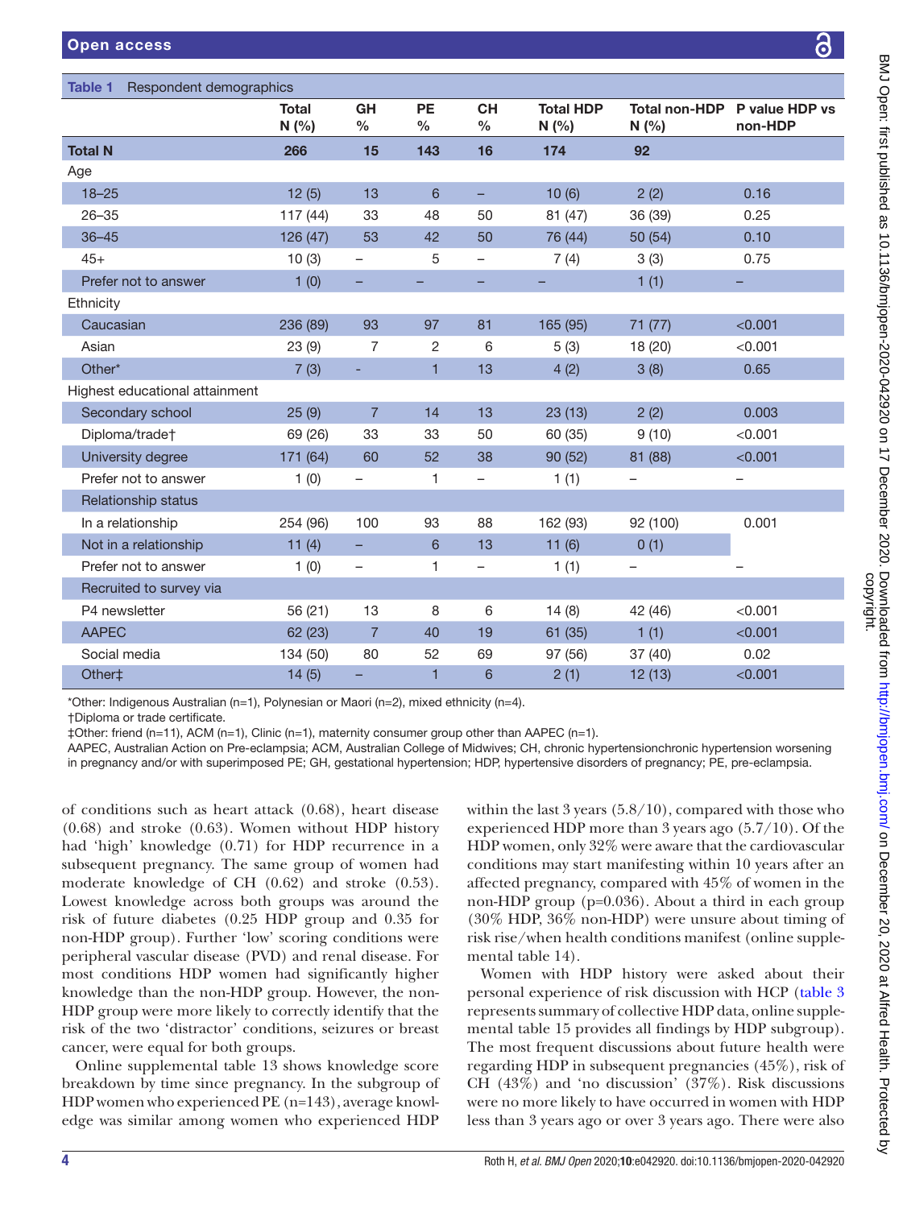Table 1 Respondent demographics

| | Total N (%) | GH % | PE % | CH % | Total HDP N (%) | Total non-HDP N (%) | P value HDP vs non-HDP |
|---|---|---|---|---|---|---|---|
| **Total N** | **266** | **15** | **143** | **16** | **174** | **92** | |
| Age | | | | | | | |
| 18–25 | 12 (5) | 13 | 6 | – | 10 (6) | 2 (2) | 0.16 |
| 26–35 | 117 (44) | 33 | 48 | 50 | 81 (47) | 36 (39) | 0.25 |
| 36–45 | 126 (47) | 53 | 42 | 50 | 76 (44) | 50 (54) | 0.10 |
| 45+ | 10 (3) | – | 5 | – | 7 (4) | 3 (3) | 0.75 |
| Prefer not to answer | 1 (0) | – | – | – | – | 1 (1) | – |
| Ethnicity | | | | | | | |
| Caucasian | 236 (89) | 93 | 97 | 81 | 165 (95) | 71 (77) | <0.001 |
| Asian | 23 (9) | 7 | 2 | 6 | 5 (3) | 18 (20) | <0.001 |
| Other* | 7 (3) | - | 1 | 13 | 4 (2) | 3 (8) | 0.65 |
| Highest educational attainment | | | | | | | |
| Secondary school | 25 (9) | 7 | 14 | 13 | 23 (13) | 2 (2) | 0.003 |
| Diploma/trade† | 69 (26) | 33 | 33 | 50 | 60 (35) | 9 (10) | <0.001 |
| University degree | 171 (64) | 60 | 52 | 38 | 90 (52) | 81 (88) | <0.001 |
| Prefer not to answer | 1 (0) | – | 1 | – | 1 (1) | – | – |
| Relationship status | | | | | | | |
| In a relationship | 254 (96) | 100 | 93 | 88 | 162 (93) | 92 (100) | 0.001 |
| Not in a relationship | 11 (4) | – | 6 | 13 | 11 (6) | 0 (1) | |
| Prefer not to answer | 1 (0) | – | 1 | – | 1 (1) | – | – |
| Recruited to survey via | | | | | | | |
| P4 newsletter | 56 (21) | 13 | 8 | 6 | 14 (8) | 42 (46) | <0.001 |
| AAPEC | 62 (23) | 7 | 40 | 19 | 61 (35) | 1 (1) | <0.001 |
| Social media | 134 (50) | 80 | 52 | 69 | 97 (56) | 37 (40) | 0.02 |
| Other‡ | 14 (5) | – | 1 | 6 | 2 (1) | 12 (13) | <0.001 |

*Other: Indigenous Australian (n=1), Polynesian or Maori (n=2), mixed ethnicity (n=4).

†Diploma or trade certificate.

‡Other: friend (n=11), ACM (n=1), Clinic (n=1), maternity consumer group other than AAPEC (n=1).

AAPEC, Australian Action on Pre-eclampsia; ACM, Australian College of Midwives; CH, chronic hypertensionchronic hypertension worsening in pregnancy and/or with superimposed PE; GH, gestational hypertension; HDP, hypertensive disorders of pregnancy; PE, pre-eclampsia.

of conditions such as heart attack (0.68), heart disease (0.68) and stroke (0.63). Women without HDP history had 'high' knowledge (0.71) for HDP recurrence in a subsequent pregnancy. The same group of women had moderate knowledge of CH (0.62) and stroke (0.53). Lowest knowledge across both groups was around the risk of future diabetes (0.25 HDP group and 0.35 for non-HDP group). Further 'low' scoring conditions were peripheral vascular disease (PVD) and renal disease. For most conditions HDP women had significantly higher knowledge than the non-HDP group. However, the non-HDP group were more likely to correctly identify that the risk of the two 'distractor' conditions, seizures or breast cancer, were equal for both groups.

Online supplemental table 13 shows knowledge score breakdown by time since pregnancy. In the subgroup of HDP women who experienced PE (n=143), average knowledge was similar among women who experienced HDP within the last 3 years (5.8/10), compared with those who experienced HDP more than 3 years ago (5.7/10). Of the HDP women, only 32% were aware that the cardiovascular conditions may start manifesting within 10 years after an affected pregnancy, compared with 45% of women in the non-HDP group (p=0.036). About a third in each group (30% HDP, 36% non-HDP) were unsure about timing of risk rise/when health conditions manifest (online supplemental table 14).

Women with HDP history were asked about their personal experience of risk discussion with HCP (table 3 represents summary of collective HDP data, online supplemental table 15 provides all findings by HDP subgroup). The most frequent discussions about future health were regarding HDP in subsequent pregnancies (45%), risk of CH (43%) and 'no discussion' (37%). Risk discussions were no more likely to have occurred in women with HDP less than 3 years ago or over 3 years ago. There were also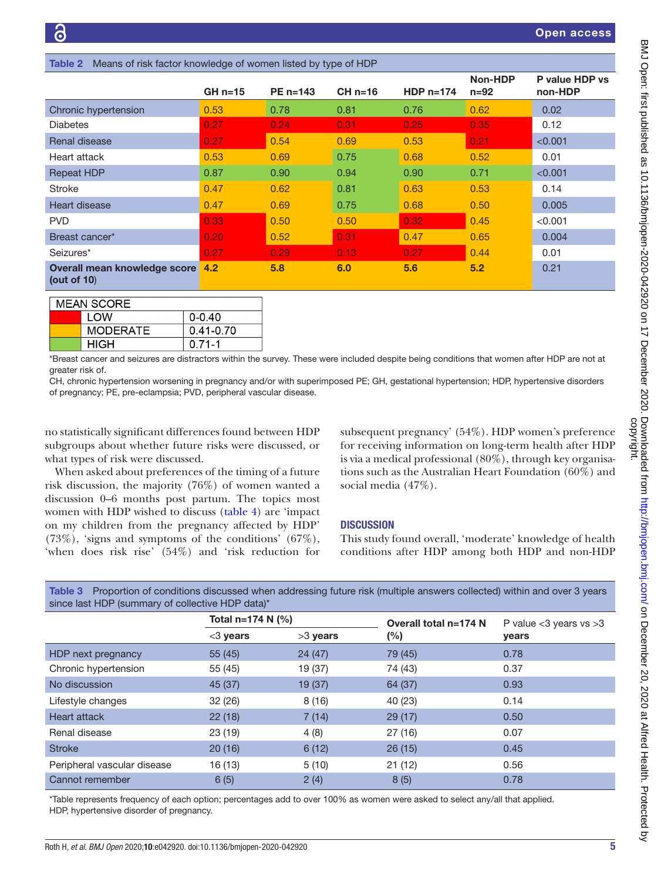**Table 2** Means of risk factor knowledge of women listed by type of HDP

| | GH n=15 | PE n=143 | CH n=16 | HDP n=174 | Non-HDP n=92 | P value HDP vs non-HDP |
|---|---|---|---|---|---|---|
| Chronic hypertension | 0.53 | 0.78 | 0.81 | 0.76 | 0.62 | 0.02 |
| Diabetes | 0.27 | 0.24 | 0.31 | 0.25 | 0.35 | 0.12 |
| Renal disease | 0.27 | 0.54 | 0.69 | 0.53 | 0.21 | <0.001 |
| Heart attack | 0.53 | 0.69 | 0.75 | 0.68 | 0.52 | 0.01 |
| Repeat HDP | 0.87 | 0.90 | 0.94 | 0.90 | 0.71 | <0.001 |
| Stroke | 0.47 | 0.62 | 0.81 | 0.63 | 0.53 | 0.14 |
| Heart disease | 0.47 | 0.69 | 0.75 | 0.68 | 0.50 | 0.005 |
| PVD | 0.33 | 0.50 | 0.50 | 0.32 | 0.45 | <0.001 |
| Breast cancer* | 0.20 | 0.52 | 0.31 | 0.47 | 0.65 | 0.004 |
| Seizures* | 0.27 | 0.29 | 0.13 | 0.27 | 0.44 | 0.01 |
| **Overall mean knowledge score (out of 10)** | **4.2** | **5.8** | **6.0** | **5.6** | **5.2** | 0.21 |

| MEAN SCORE | |
|---|---|
| LOW | 0-0.40 |
| MODERATE | 0.41-0.70 |
| HIGH | 0.71-1 |

*Breast cancer and seizures are distractors within the survey. These were included despite being conditions that women after HDP are not at greater risk of.

CH, chronic hypertension worsening in pregnancy and/or with superimposed PE; GH, gestational hypertension; HDP, hypertensive disorders of pregnancy; PE, pre-eclampsia; PVD, peripheral vascular disease.

no statistically significant differences found between HDP subgroups about whether future risks were discussed, or what types of risk were discussed.

When asked about preferences of the timing of a future risk discussion, the majority (76%) of women wanted a discussion 0–6 months post partum. The topics most women with HDP wished to discuss (table 4) are 'impact on my children from the pregnancy affected by HDP' (73%), 'signs and symptoms of the conditions' (67%), 'when does risk rise' (54%) and 'risk reduction for subsequent pregnancy' (54%). HDP women's preference for receiving information on long-term health after HDP is via a medical professional (80%), through key organisations such as the Australian Heart Foundation (60%) and social media (47%).

## DISCUSSION

This study found overall, 'moderate' knowledge of health conditions after HDP among both HDP and non-HDP

**Table 3** Proportion of conditions discussed when addressing future risk (multiple answers collected) within and over 3 years since last HDP (summary of collective HDP data)*

| | Total n=174 N (%) | | Overall total n=174 N (%) | P value <3 years vs >3 years |
|---|---|---|---|---|
| | <3 years | >3 years | | |
| HDP next pregnancy | 55 (45) | 24 (47) | 79 (45) | 0.78 |
| Chronic hypertension | 55 (45) | 19 (37) | 74 (43) | 0.37 |
| No discussion | 45 (37) | 19 (37) | 64 (37) | 0.93 |
| Lifestyle changes | 32 (26) | 8 (16) | 40 (23) | 0.14 |
| Heart attack | 22 (18) | 7 (14) | 29 (17) | 0.50 |
| Renal disease | 23 (19) | 4 (8) | 27 (16) | 0.07 |
| Stroke | 20 (16) | 6 (12) | 26 (15) | 0.45 |
| Peripheral vascular disease | 16 (13) | 5 (10) | 21 (12) | 0.56 |
| Cannot remember | 6 (5) | 2 (4) | 8 (5) | 0.78 |

*Table represents frequency of each option; percentages add to over 100% as women were asked to select any/all that applied.
HDP, hypertensive disorder of pregnancy.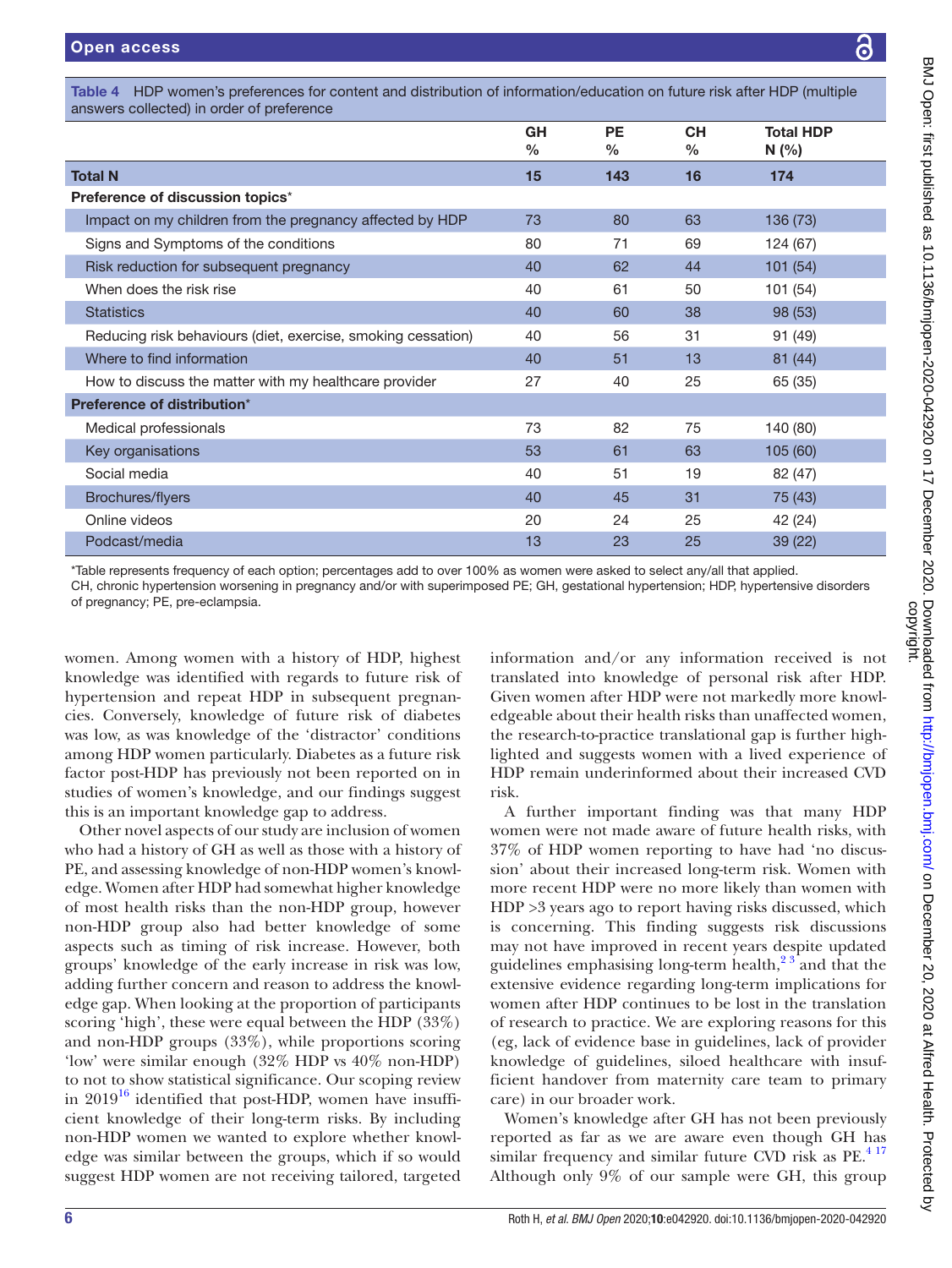Table 4 HDP women's preferences for content and distribution of information/education on future risk after HDP (multiple answers collected) in order of preference

| | GH % | PE % | CH % | Total HDP N (%) |
|---|---|---|---|---|
| **Total N** | **15** | **143** | **16** | **174** |
| **Preference of discussion topics*** | | | | |
| Impact on my children from the pregnancy affected by HDP | 73 | 80 | 63 | 136 (73) |
| Signs and Symptoms of the conditions | 80 | 71 | 69 | 124 (67) |
| Risk reduction for subsequent pregnancy | 40 | 62 | 44 | 101 (54) |
| When does the risk rise | 40 | 61 | 50 | 101 (54) |
| Statistics | 40 | 60 | 38 | 98 (53) |
| Reducing risk behaviours (diet, exercise, smoking cessation) | 40 | 56 | 31 | 91 (49) |
| Where to find information | 40 | 51 | 13 | 81 (44) |
| How to discuss the matter with my healthcare provider | 27 | 40 | 25 | 65 (35) |
| **Preference of distribution*** | | | | |
| Medical professionals | 73 | 82 | 75 | 140 (80) |
| Key organisations | 53 | 61 | 63 | 105 (60) |
| Social media | 40 | 51 | 19 | 82 (47) |
| Brochures/flyers | 40 | 45 | 31 | 75 (43) |
| Online videos | 20 | 24 | 25 | 42 (24) |
| Podcast/media | 13 | 23 | 25 | 39 (22) |

*Table represents frequency of each option; percentages add to over 100% as women were asked to select any/all that applied.
CH, chronic hypertension worsening in pregnancy and/or with superimposed PE; GH, gestational hypertension; HDP, hypertensive disorders of pregnancy; PE, pre-eclampsia.

women. Among women with a history of HDP, highest knowledge was identified with regards to future risk of hypertension and repeat HDP in subsequent pregnancies. Conversely, knowledge of future risk of diabetes was low, as was knowledge of the 'distractor' conditions among HDP women particularly. Diabetes as a future risk factor post-HDP has previously not been reported on in studies of women's knowledge, and our findings suggest this is an important knowledge gap to address.

Other novel aspects of our study are inclusion of women who had a history of GH as well as those with a history of PE, and assessing knowledge of non-HDP women's knowledge. Women after HDP had somewhat higher knowledge of most health risks than the non-HDP group, however non-HDP group also had better knowledge of some aspects such as timing of risk increase. However, both groups' knowledge of the early increase in risk was low, adding further concern and reason to address the knowledge gap. When looking at the proportion of participants scoring 'high', these were equal between the HDP (33%) and non-HDP groups (33%), while proportions scoring 'low' were similar enough (32% HDP vs 40% non-HDP) to not to show statistical significance. Our scoping review in 2019[16] identified that post-HDP, women have insufficient knowledge of their long-term risks. By including non-HDP women we wanted to explore whether knowledge was similar between the groups, which if so would suggest HDP women are not receiving tailored, targeted information and/or any information received is not translated into knowledge of personal risk after HDP. Given women after HDP were not markedly more knowledgeable about their health risks than unaffected women, the research-to-practice translational gap is further highlighted and suggests women with a lived experience of HDP remain underinformed about their increased CVD risk.

A further important finding was that many HDP women were not made aware of future health risks, with 37% of HDP women reporting to have had 'no discussion' about their increased long-term risk. Women with more recent HDP were no more likely than women with HDP >3 years ago to report having risks discussed, which is concerning. This finding suggests risk discussions may not have improved in recent years despite updated guidelines emphasising long-term health,[2,3] and that the extensive evidence regarding long-term implications for women after HDP continues to be lost in the translation of research to practice. We are exploring reasons for this (eg, lack of evidence base in guidelines, lack of provider knowledge of guidelines, siloed healthcare with insufficient handover from maternity care team to primary care) in our broader work.

Women's knowledge after GH has not been previously reported as far as we are aware even though GH has similar frequency and similar future CVD risk as PE.[4,17] Although only 9% of our sample were GH, this group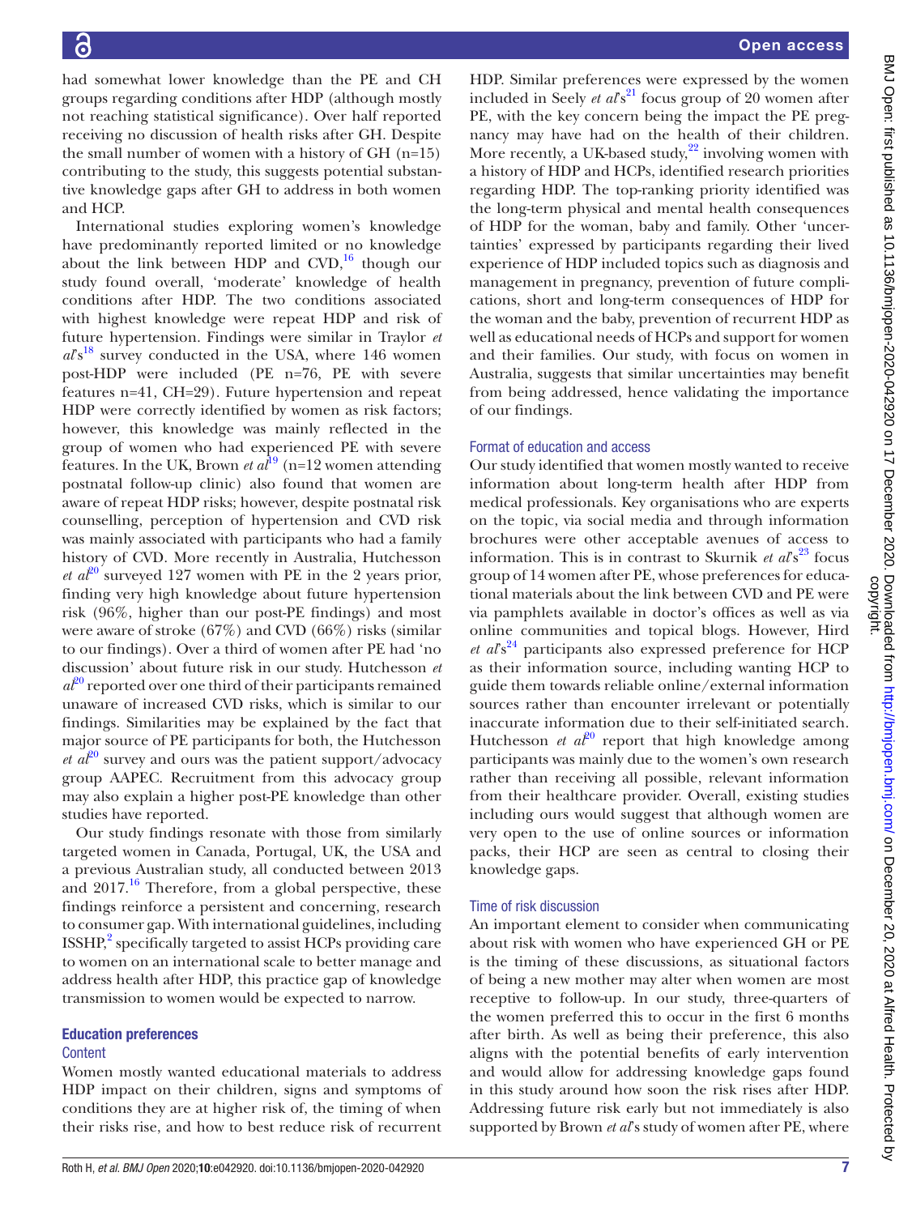had somewhat lower knowledge than the PE and CH groups regarding conditions after HDP (although mostly not reaching statistical significance). Over half reported receiving no discussion of health risks after GH. Despite the small number of women with a history of GH (n=15) contributing to the study, this suggests potential substantive knowledge gaps after GH to address in both women and HCP.

International studies exploring women's knowledge have predominantly reported limited or no knowledge about the link between HDP and CVD,[16] though our study found overall, 'moderate' knowledge of health conditions after HDP. The two conditions associated with highest knowledge were repeat HDP and risk of future hypertension. Findings were similar in Traylor *et al*'s[18] survey conducted in the USA, where 146 women post-HDP were included (PE n=76, PE with severe features n=41, CH=29). Future hypertension and repeat HDP were correctly identified by women as risk factors; however, this knowledge was mainly reflected in the group of women who had experienced PE with severe features. In the UK, Brown *et al*[19] (n=12 women attending postnatal follow-up clinic) also found that women are aware of repeat HDP risks; however, despite postnatal risk counselling, perception of hypertension and CVD risk was mainly associated with participants who had a family history of CVD. More recently in Australia, Hutchesson *et al*[20] surveyed 127 women with PE in the 2 years prior, finding very high knowledge about future hypertension risk (96%, higher than our post-PE findings) and most were aware of stroke (67%) and CVD (66%) risks (similar to our findings). Over a third of women after PE had 'no discussion' about future risk in our study. Hutchesson *et al*[20] reported over one third of their participants remained unaware of increased CVD risks, which is similar to our findings. Similarities may be explained by the fact that major source of PE participants for both, the Hutchesson *et al*[20] survey and ours was the patient support/advocacy group AAPEC. Recruitment from this advocacy group may also explain a higher post-PE knowledge than other studies have reported.

Our study findings resonate with those from similarly targeted women in Canada, Portugal, UK, the USA and a previous Australian study, all conducted between 2013 and 2017.[16] Therefore, from a global perspective, these findings reinforce a persistent and concerning, research to consumer gap. With international guidelines, including ISSHP,[2] specifically targeted to assist HCPs providing care to women on an international scale to better manage and address health after HDP, this practice gap of knowledge transmission to women would be expected to narrow.

## Education preferences

### Content

Women mostly wanted educational materials to address HDP impact on their children, signs and symptoms of conditions they are at higher risk of, the timing of when their risks rise, and how to best reduce risk of recurrent HDP. Similar preferences were expressed by the women included in Seely *et al*'s[21] focus group of 20 women after PE, with the key concern being the impact the PE pregnancy may have had on the health of their children. More recently, a UK-based study,[22] involving women with a history of HDP and HCPs, identified research priorities regarding HDP. The top-ranking priority identified was the long-term physical and mental health consequences of HDP for the woman, baby and family. Other 'uncertainties' expressed by participants regarding their lived experience of HDP included topics such as diagnosis and management in pregnancy, prevention of future complications, short and long-term consequences of HDP for the woman and the baby, prevention of recurrent HDP as well as educational needs of HCPs and support for women and their families. Our study, with focus on women in Australia, suggests that similar uncertainties may benefit from being addressed, hence validating the importance of our findings.

### Format of education and access

Our study identified that women mostly wanted to receive information about long-term health after HDP from medical professionals. Key organisations who are experts on the topic, via social media and through information brochures were other acceptable avenues of access to information. This is in contrast to Skurnik *et al*'s[23] focus group of 14 women after PE, whose preferences for educational materials about the link between CVD and PE were via pamphlets available in doctor's offices as well as via online communities and topical blogs. However, Hird *et al*'s[24] participants also expressed preference for HCP as their information source, including wanting HCP to guide them towards reliable online/external information sources rather than encounter irrelevant or potentially inaccurate information due to their self-initiated search. Hutchesson *et al*[20] report that high knowledge among participants was mainly due to the women's own research rather than receiving all possible, relevant information from their healthcare provider. Overall, existing studies including ours would suggest that although women are very open to the use of online sources or information packs, their HCP are seen as central to closing their knowledge gaps.

### Time of risk discussion

An important element to consider when communicating about risk with women who have experienced GH or PE is the timing of these discussions, as situational factors of being a new mother may alter when women are most receptive to follow-up. In our study, three-quarters of the women preferred this to occur in the first 6 months after birth. As well as being their preference, this also aligns with the potential benefits of early intervention and would allow for addressing knowledge gaps found in this study around how soon the risk rises after HDP. Addressing future risk early but not immediately is also supported by Brown *et al*'s study of women after PE, where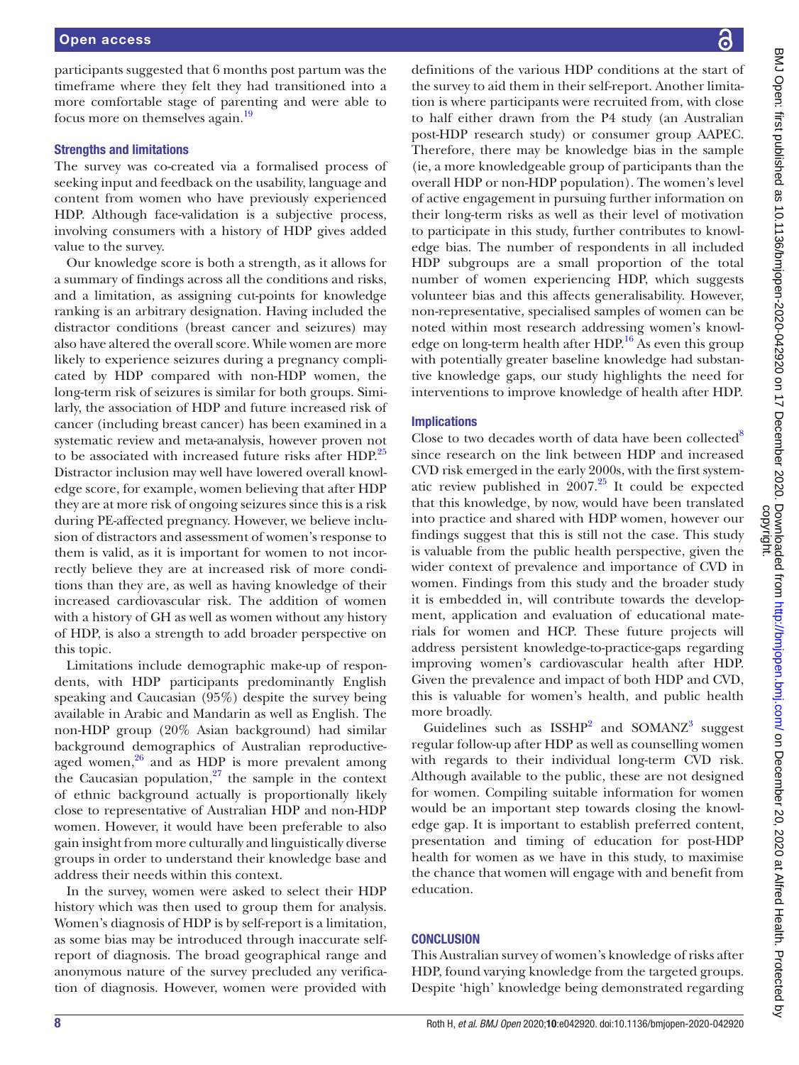participants suggested that 6 months post partum was the timeframe where they felt they had transitioned into a more comfortable stage of parenting and were able to focus more on themselves again.[19]

### Strengths and limitations

The survey was co-created via a formalised process of seeking input and feedback on the usability, language and content from women who have previously experienced HDP. Although face-validation is a subjective process, involving consumers with a history of HDP gives added value to the survey.

Our knowledge score is both a strength, as it allows for a summary of findings across all the conditions and risks, and a limitation, as assigning cut-points for knowledge ranking is an arbitrary designation. Having included the distractor conditions (breast cancer and seizures) may also have altered the overall score. While women are more likely to experience seizures during a pregnancy complicated by HDP compared with non-HDP women, the long-term risk of seizures is similar for both groups. Similarly, the association of HDP and future increased risk of cancer (including breast cancer) has been examined in a systematic review and meta-analysis, however proven not to be associated with increased future risks after HDP.[25] Distractor inclusion may well have lowered overall knowledge score, for example, women believing that after HDP they are at more risk of ongoing seizures since this is a risk during PE-affected pregnancy. However, we believe inclusion of distractors and assessment of women's response to them is valid, as it is important for women to not incorrectly believe they are at increased risk of more conditions than they are, as well as having knowledge of their increased cardiovascular risk. The addition of women with a history of GH as well as women without any history of HDP, is also a strength to add broader perspective on this topic.

Limitations include demographic make-up of respondents, with HDP participants predominantly English speaking and Caucasian (95%) despite the survey being available in Arabic and Mandarin as well as English. The non-HDP group (20% Asian background) had similar background demographics of Australian reproductive-aged women,[26] and as HDP is more prevalent among the Caucasian population,[27] the sample in the context of ethnic background actually is proportionally likely close to representative of Australian HDP and non-HDP women. However, it would have been preferable to also gain insight from more culturally and linguistically diverse groups in order to understand their knowledge base and address their needs within this context.

In the survey, women were asked to select their HDP history which was then used to group them for analysis. Women's diagnosis of HDP is by self-report is a limitation, as some bias may be introduced through inaccurate self-report of diagnosis. The broad geographical range and anonymous nature of the survey precluded any verification of diagnosis. However, women were provided with definitions of the various HDP conditions at the start of the survey to aid them in their self-report. Another limitation is where participants were recruited from, with close to half either drawn from the P4 study (an Australian post-HDP research study) or consumer group AAPEC. Therefore, there may be knowledge bias in the sample (ie, a more knowledgeable group of participants than the overall HDP or non-HDP population). The women's level of active engagement in pursuing further information on their long-term risks as well as their level of motivation to participate in this study, further contributes to knowledge bias. The number of respondents in all included HDP subgroups are a small proportion of the total number of women experiencing HDP, which suggests volunteer bias and this affects generalisability. However, non-representative, specialised samples of women can be noted within most research addressing women's knowledge on long-term health after HDP.[16] As even this group with potentially greater baseline knowledge had substantive knowledge gaps, our study highlights the need for interventions to improve knowledge of health after HDP.

### Implications

Close to two decades worth of data have been collected[8] since research on the link between HDP and increased CVD risk emerged in the early 2000s, with the first systematic review published in 2007.[25] It could be expected that this knowledge, by now, would have been translated into practice and shared with HDP women, however our findings suggest that this is still not the case. This study is valuable from the public health perspective, given the wider context of prevalence and importance of CVD in women. Findings from this study and the broader study it is embedded in, will contribute towards the development, application and evaluation of educational materials for women and HCP. These future projects will address persistent knowledge-to-practice-gaps regarding improving women's cardiovascular health after HDP. Given the prevalence and impact of both HDP and CVD, this is valuable for women's health, and public health more broadly.

Guidelines such as ISSHP[2] and SOMANZ[3] suggest regular follow-up after HDP as well as counselling women with regards to their individual long-term CVD risk. Although available to the public, these are not designed for women. Compiling suitable information for women would be an important step towards closing the knowledge gap. It is important to establish preferred content, presentation and timing of education for post-HDP health for women as we have in this study, to maximise the chance that women will engage with and benefit from education.

## CONCLUSION

This Australian survey of women's knowledge of risks after HDP, found varying knowledge from the targeted groups. Despite 'high' knowledge being demonstrated regarding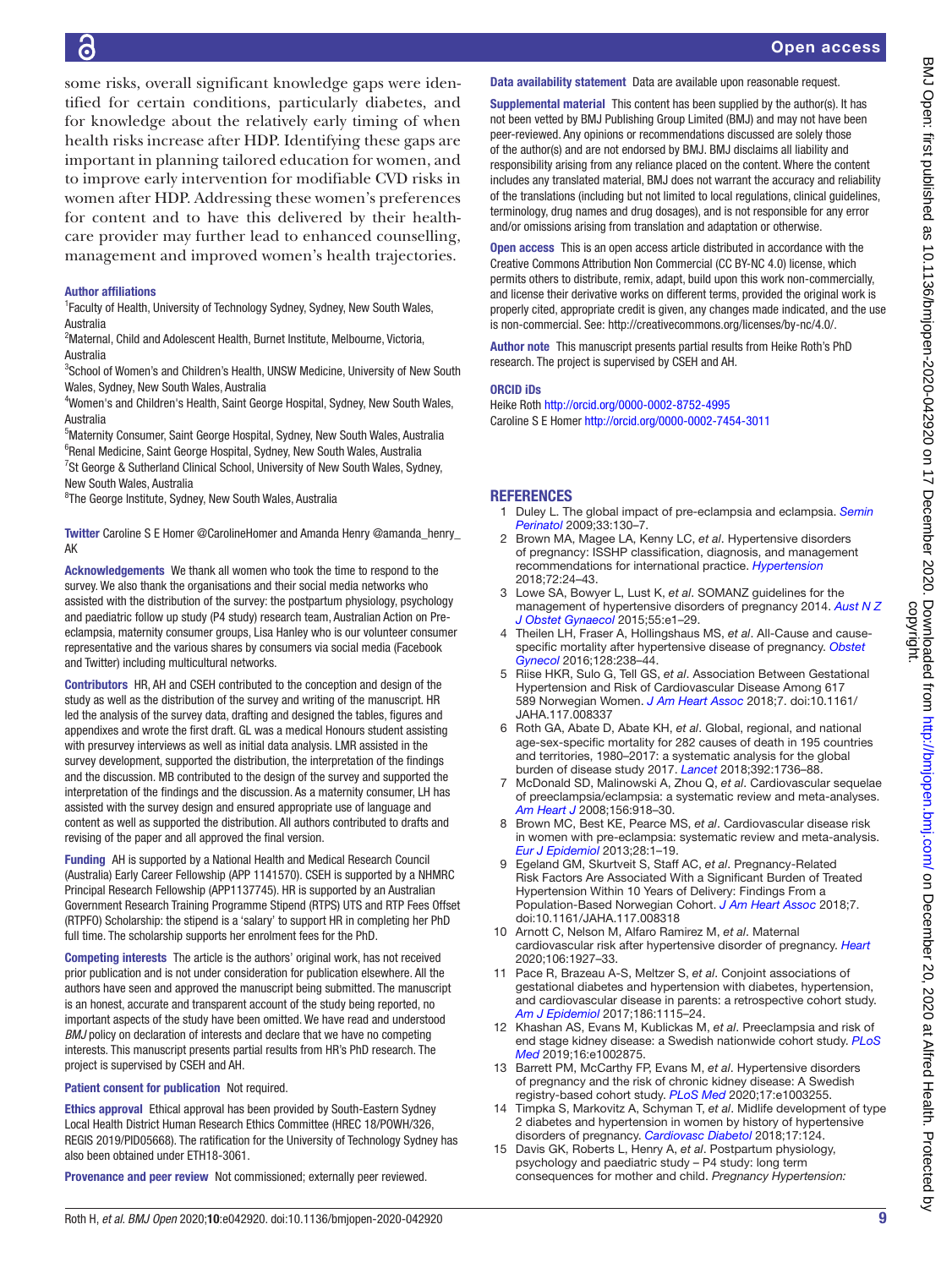some risks, overall significant knowledge gaps were identified for certain conditions, particularly diabetes, and for knowledge about the relatively early timing of when health risks increase after HDP. Identifying these gaps are important in planning tailored education for women, and to improve early intervention for modifiable CVD risks in women after HDP. Addressing these women's preferences for content and to have this delivered by their healthcare provider may further lead to enhanced counselling, management and improved women's health trajectories.

**Author affiliations**

[1]Faculty of Health, University of Technology Sydney, Sydney, New South Wales, Australia
[2]Maternal, Child and Adolescent Health, Burnet Institute, Melbourne, Victoria, Australia
[3]School of Women's and Children's Health, UNSW Medicine, University of New South Wales, Sydney, New South Wales, Australia
[4]Women's and Children's Health, Saint George Hospital, Sydney, New South Wales, Australia
[5]Maternity Consumer, Saint George Hospital, Sydney, New South Wales, Australia
[6]Renal Medicine, Saint George Hospital, Sydney, New South Wales, Australia
[7]St George & Sutherland Clinical School, University of New South Wales, Sydney, New South Wales, Australia
[8]The George Institute, Sydney, New South Wales, Australia

**Twitter** Caroline S E Homer @CarolineHomer and Amanda Henry @amanda_henry_AK

**Acknowledgements** We thank all women who took the time to respond to the survey. We also thank the organisations and their social media networks who assisted with the distribution of the survey: the postpartum physiology, psychology and paediatric follow up study (P4 study) research team, Australian Action on Pre-eclampsia, maternity consumer groups, Lisa Hanley who is our volunteer consumer representative and the various shares by consumers via social media (Facebook and Twitter) including multicultural networks.

**Contributors** HR, AH and CSEH contributed to the conception and design of the study as well as the distribution of the survey and writing of the manuscript. HR led the analysis of the survey data, drafting and designed the tables, figures and appendixes and wrote the first draft. GL was a medical Honours student assisting with presurvey interviews as well as initial data analysis. LMR assisted in the survey development, supported the distribution, the interpretation of the findings and the discussion. MB contributed to the design of the survey and supported the interpretation of the findings and the discussion. As a maternity consumer, LH has assisted with the survey design and ensured appropriate use of language and content as well as supported the distribution. All authors contributed to drafts and revising of the paper and all approved the final version.

**Funding** AH is supported by a National Health and Medical Research Council (Australia) Early Career Fellowship (APP 1141570). CSEH is supported by a NHMRC Principal Research Fellowship (APP1137745). HR is supported by an Australian Government Research Training Programme Stipend (RTPS) UTS and RTP Fees Offset (RTPFO) Scholarship: the stipend is a 'salary' to support HR in completing her PhD full time. The scholarship supports her enrolment fees for the PhD.

**Competing interests** The article is the authors' original work, has not received prior publication and is not under consideration for publication elsewhere. All the authors have seen and approved the manuscript being submitted. The manuscript is an honest, accurate and transparent account of the study being reported, no important aspects of the study have been omitted. We have read and understood *BMJ* policy on declaration of interests and declare that we have no competing interests. This manuscript presents partial results from HR's PhD research. The project is supervised by CSEH and AH.

**Patient consent for publication** Not required.

**Ethics approval** Ethical approval has been provided by South-Eastern Sydney Local Health District Human Research Ethics Committee (HREC 18/POWH/326, REGIS 2019/PID05668). The ratification for the University of Technology Sydney has also been obtained under ETH18-3061.

**Provenance and peer review** Not commissioned; externally peer reviewed.

**Data availability statement** Data are available upon reasonable request.

**Supplemental material** This content has been supplied by the author(s). It has not been vetted by BMJ Publishing Group Limited (BMJ) and may not have been peer-reviewed. Any opinions or recommendations discussed are solely those of the author(s) and are not endorsed by BMJ. BMJ disclaims all liability and responsibility arising from any reliance placed on the content. Where the content includes any translated material, BMJ does not warrant the accuracy and reliability of the translations (including but not limited to local regulations, clinical guidelines, terminology, drug names and drug dosages), and is not responsible for any error and/or omissions arising from translation and adaptation or otherwise.

**Open access** This is an open access article distributed in accordance with the Creative Commons Attribution Non Commercial (CC BY-NC 4.0) license, which permits others to distribute, remix, adapt, build upon this work non-commercially, and license their derivative works on different terms, provided the original work is properly cited, appropriate credit is given, any changes made indicated, and the use is non-commercial. See: http://creativecommons.org/licenses/by-nc/4.0/.

**Author note** This manuscript presents partial results from Heike Roth's PhD research. The project is supervised by CSEH and AH.

**ORCID iDs**

Heike Roth http://orcid.org/0000-0002-8752-4995
Caroline S E Homer http://orcid.org/0000-0002-7454-3011

## REFERENCES

1. Duley L. The global impact of pre-eclampsia and eclampsia. *Semin Perinatol* 2009;33:130–7.
2. Brown MA, Magee LA, Kenny LC, *et al*. Hypertensive disorders of pregnancy: ISSHP classification, diagnosis, and management recommendations for international practice. *Hypertension* 2018;72:24–43.
3. Lowe SA, Bowyer L, Lust K, *et al*. SOMANZ guidelines for the management of hypertensive disorders of pregnancy 2014. *Aust N Z J Obstet Gynaecol* 2015;55:e1–29.
4. Theilen LH, Fraser A, Hollingshaus MS, *et al*. All-Cause and cause-specific mortality after hypertensive disease of pregnancy. *Obstet Gynecol* 2016;128:238–44.
5. Riise HKR, Sulo G, Tell GS, *et al*. Association Between Gestational Hypertension and Risk of Cardiovascular Disease Among 617 589 Norwegian Women. *J Am Heart Assoc* 2018;7. doi:10.1161/JAHA.117.008337
6. Roth GA, Abate D, Abate KH, *et al*. Global, regional, and national age-sex-specific mortality for 282 causes of death in 195 countries and territories, 1980–2017: a systematic analysis for the global burden of disease study 2017. *Lancet* 2018;392:1736–88.
7. McDonald SD, Malinowski A, Zhou Q, *et al*. Cardiovascular sequelae of preeclampsia/eclampsia: a systematic review and meta-analyses. *Am Heart J* 2008;156:918–30.
8. Brown MC, Best KE, Pearce MS, *et al*. Cardiovascular disease risk in women with pre-eclampsia: systematic review and meta-analysis. *Eur J Epidemiol* 2013;28:1–19.
9. Egeland GM, Skurtveit S, Staff AC, *et al*. Pregnancy-Related Risk Factors Are Associated With a Significant Burden of Treated Hypertension Within 10 Years of Delivery: Findings From a Population-Based Norwegian Cohort. *J Am Heart Assoc* 2018;7. doi:10.1161/JAHA.117.008318
10. Arnott C, Nelson M, Alfaro Ramirez M, *et al*. Maternal cardiovascular risk after hypertensive disorder of pregnancy. *Heart* 2020;106:1927–33.
11. Pace R, Brazeau A-S, Meltzer S, *et al*. Conjoint associations of gestational diabetes and hypertension with diabetes, hypertension, and cardiovascular disease in parents: a retrospective cohort study. *Am J Epidemiol* 2017;186:1115–24.
12. Khashan AS, Evans M, Kublickas M, *et al*. Preeclampsia and risk of end stage kidney disease: a Swedish nationwide cohort study. *PLoS Med* 2019;16:e1002875.
13. Barrett PM, McCarthy FP, Evans M, *et al*. Hypertensive disorders of pregnancy and the risk of chronic kidney disease: A Swedish registry-based cohort study. *PLoS Med* 2020;17:e1003255.
14. Timpka S, Markovitz A, Schyman T, *et al*. Midlife development of type 2 diabetes and hypertension in women by history of hypertensive disorders of pregnancy. *Cardiovasc Diabetol* 2018;17:124.
15. Davis GK, Roberts L, Henry A, *et al*. Postpartum physiology, psychology and paediatric study – P4 study: long term consequences for mother and child. *Pregnancy Hypertension:*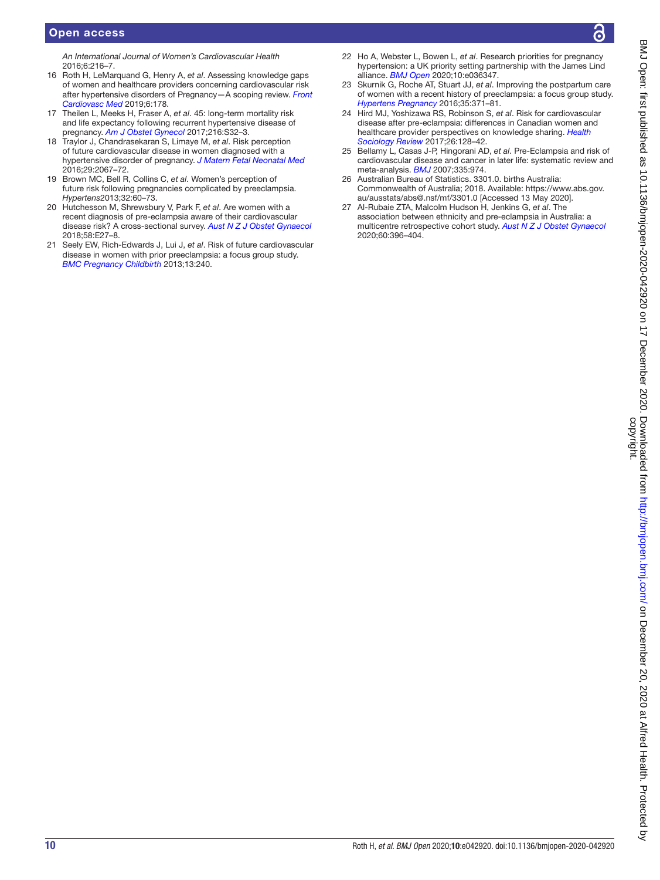An International Journal of Women's Cardiovascular Health 2016;6:216–7.

16. Roth H, LeMarquand G, Henry A, *et al*. Assessing knowledge gaps of women and healthcare providers concerning cardiovascular risk after hypertensive disorders of Pregnancy—A scoping review. *Front Cardiovasc Med* 2019;6:178.
17. Theilen L, Meeks H, Fraser A, *et al*. 45: long-term mortality risk and life expectancy following recurrent hypertensive disease of pregnancy. *Am J Obstet Gynecol* 2017;216:S32–3.
18. Traylor J, Chandrasekaran S, Limaye M, *et al*. Risk perception of future cardiovascular disease in women diagnosed with a hypertensive disorder of pregnancy. *J Matern Fetal Neonatal Med* 2016;29:2067–72.
19. Brown MC, Bell R, Collins C, *et al*. Women's perception of future risk following pregnancies complicated by preeclampsia. *Hypertens*2013;32:60–73.
20. Hutchesson M, Shrewsbury V, Park F, *et al*. Are women with a recent diagnosis of pre-eclampsia aware of their cardiovascular disease risk? A cross-sectional survey. *Aust N Z J Obstet Gynaecol* 2018;58:E27–8.
21. Seely EW, Rich-Edwards J, Lui J, *et al*. Risk of future cardiovascular disease in women with prior preeclampsia: a focus group study. *BMC Pregnancy Childbirth* 2013;13:240.
22. Ho A, Webster L, Bowen L, *et al*. Research priorities for pregnancy hypertension: a UK priority setting partnership with the James Lind alliance. *BMJ Open* 2020;10:e036347.
23. Skurnik G, Roche AT, Stuart JJ, *et al*. Improving the postpartum care of women with a recent history of preeclampsia: a focus group study. *Hypertens Pregnancy* 2016;35:371–81.
24. Hird MJ, Yoshizawa RS, Robinson S, *et al*. Risk for cardiovascular disease after pre-eclampsia: differences in Canadian women and healthcare provider perspectives on knowledge sharing. *Health Sociology Review* 2017;26:128–42.
25. Bellamy L, Casas J-P, Hingorani AD, *et al*. Pre-Eclampsia and risk of cardiovascular disease and cancer in later life: systematic review and meta-analysis. *BMJ* 2007;335:974.
26. Australian Bureau of Statistics. 3301.0. births Australia: Commonwealth of Australia; 2018. Available: https://www.abs.gov.au/ausstats/abs@.nsf/mf/3301.0 [Accessed 13 May 2020].
27. Al-Rubaie ZTA, Malcolm Hudson H, Jenkins G, *et al*. The association between ethnicity and pre-eclampsia in Australia: a multicentre retrospective cohort study. *Aust N Z J Obstet Gynaecol* 2020;60:396–404.